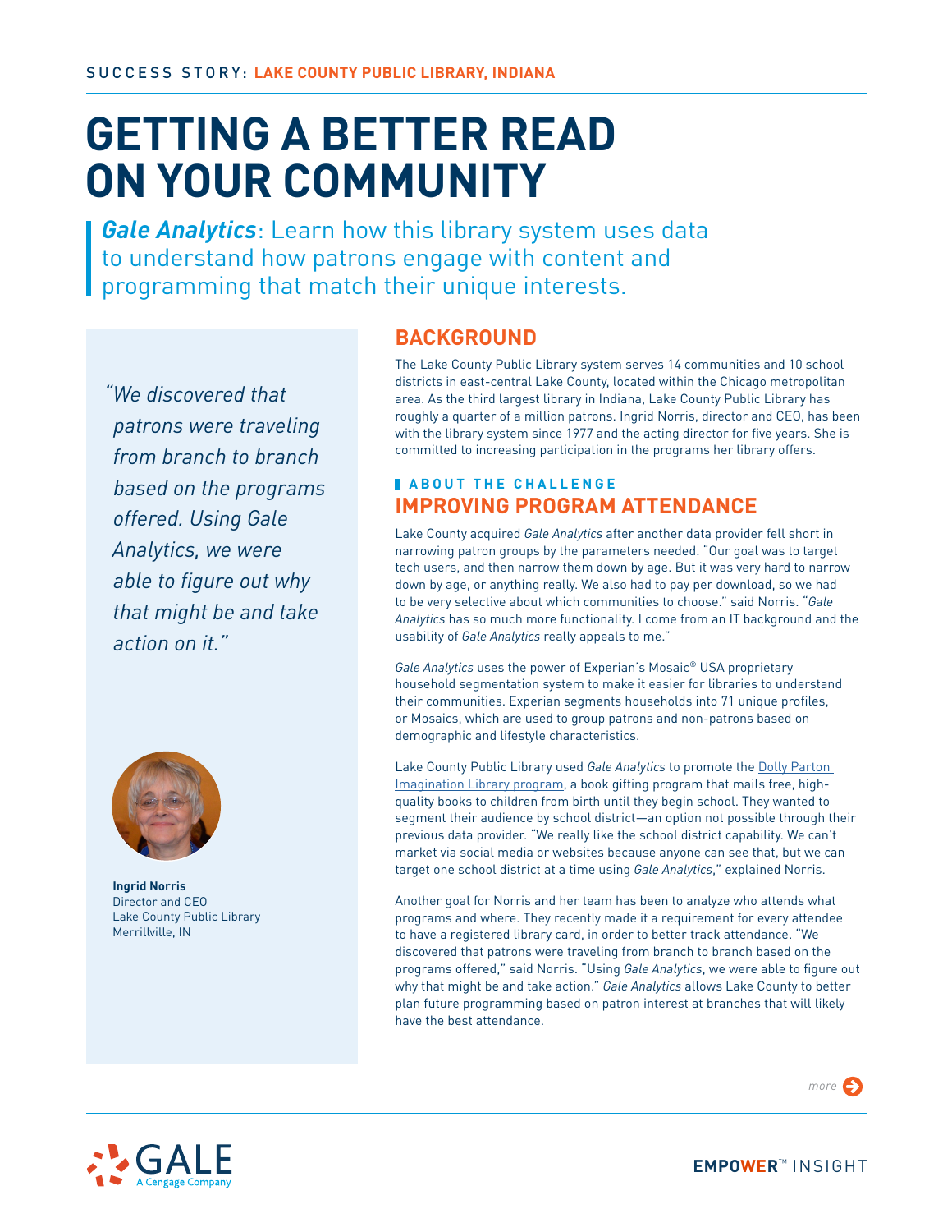SUCCESS STORY: **LAKE COUNTY PUBLIC LIBRARY, INDIANA**

# GETTING A BETTER READ ON YOUR COMMUNITY

***Gale Analytics***: Learn how this library system uses data to understand how patrons engage with content and programming that match their unique interests.

*"We discovered that patrons were traveling from branch to branch based on the programs offered. Using Gale Analytics, we were able to figure out why that might be and take action on it."*

**Ingrid Norris**
Director and CEO
Lake County Public Library
Merrillville, IN

## BACKGROUND

The Lake County Public Library system serves 14 communities and 10 school districts in east-central Lake County, located within the Chicago metropolitan area. As the third largest library in Indiana, Lake County Public Library has roughly a quarter of a million patrons. Ingrid Norris, director and CEO, has been with the library system since 1977 and the acting director for five years. She is committed to increasing participation in the programs her library offers.

### ABOUT THE CHALLENGE

## IMPROVING PROGRAM ATTENDANCE

Lake County acquired *Gale Analytics* after another data provider fell short in narrowing patron groups by the parameters needed. "Our goal was to target tech users, and then narrow them down by age. But it was very hard to narrow down by age, or anything really. We also had to pay per download, so we had to be very selective about which communities to choose." said Norris. "*Gale Analytics* has so much more functionality. I come from an IT background and the usability of *Gale Analytics* really appeals to me."

*Gale Analytics* uses the power of Experian's Mosaic® USA proprietary household segmentation system to make it easier for libraries to understand their communities. Experian segments households into 71 unique profiles, or Mosaics, which are used to group patrons and non-patrons based on demographic and lifestyle characteristics.

Lake County Public Library used *Gale Analytics* to promote the Dolly Parton Imagination Library program, a book gifting program that mails free, high-quality books to children from birth until they begin school. They wanted to segment their audience by school district—an option not possible through their previous data provider. "We really like the school district capability. We can't market via social media or websites because anyone can see that, but we can target one school district at a time using *Gale Analytics*," explained Norris.

Another goal for Norris and her team has been to analyze who attends what programs and where. They recently made it a requirement for every attendee to have a registered library card, in order to better track attendance. "We discovered that patrons were traveling from branch to branch based on the programs offered," said Norris. "Using *Gale Analytics*, we were able to figure out why that might be and take action." *Gale Analytics* allows Lake County to better plan future programming based on patron interest at branches that will likely have the best attendance.

*more*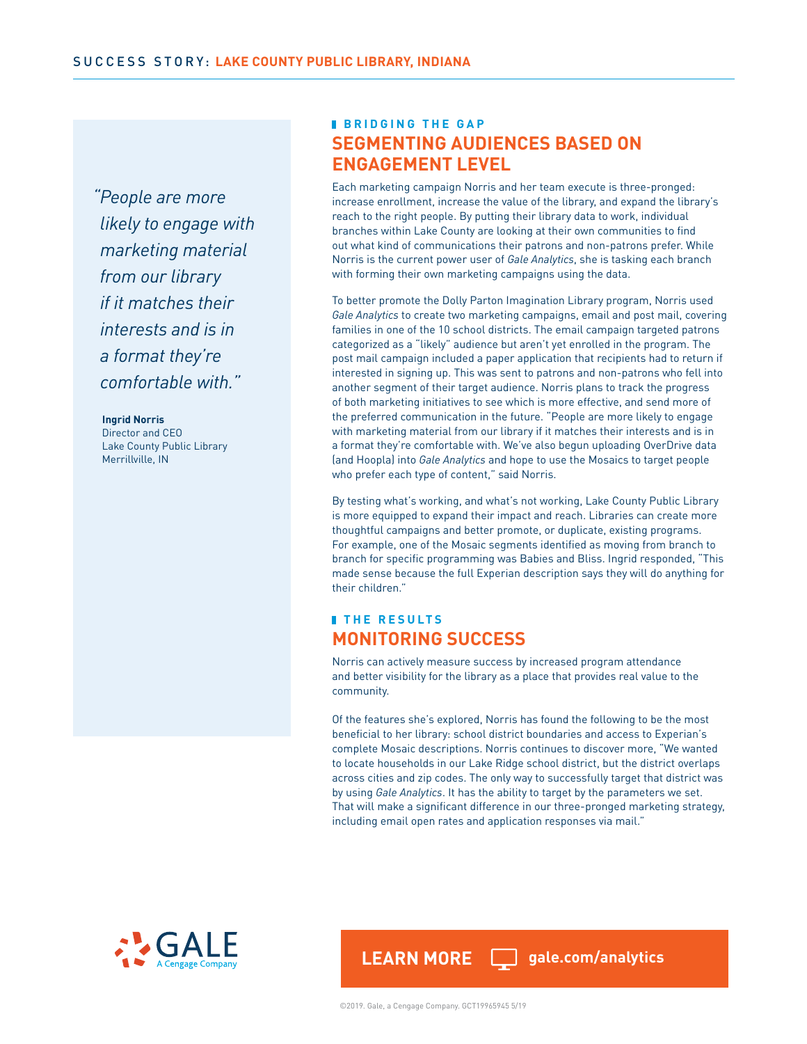*"People are more likely to engage with marketing material from our library if it matches their interests and is in a format they're comfortable with."*

**Ingrid Norris**
Director and CEO
Lake County Public Library
Merrillville, IN

**BRIDGING THE GAP**

## SEGMENTING AUDIENCES BASED ON ENGAGEMENT LEVEL

Each marketing campaign Norris and her team execute is three-pronged: increase enrollment, increase the value of the library, and expand the library's reach to the right people. By putting their library data to work, individual branches within Lake County are looking at their own communities to find out what kind of communications their patrons and non-patrons prefer. While Norris is the current power user of *Gale Analytics*, she is tasking each branch with forming their own marketing campaigns using the data.

To better promote the Dolly Parton Imagination Library program, Norris used *Gale Analytics* to create two marketing campaigns, email and post mail, covering families in one of the 10 school districts. The email campaign targeted patrons categorized as a "likely" audience but aren't yet enrolled in the program. The post mail campaign included a paper application that recipients had to return if interested in signing up. This was sent to patrons and non-patrons who fell into another segment of their target audience. Norris plans to track the progress of both marketing initiatives to see which is more effective, and send more of the preferred communication in the future. "People are more likely to engage with marketing material from our library if it matches their interests and is in a format they're comfortable with. We've also begun uploading OverDrive data (and Hoopla) into *Gale Analytics* and hope to use the Mosaics to target people who prefer each type of content," said Norris.

By testing what's working, and what's not working, Lake County Public Library is more equipped to expand their impact and reach. Libraries can create more thoughtful campaigns and better promote, or duplicate, existing programs. For example, one of the Mosaic segments identified as moving from branch to branch for specific programming was Babies and Bliss. Ingrid responded, "This made sense because the full Experian description says they will do anything for their children."

**THE RESULTS**

## MONITORING SUCCESS

Norris can actively measure success by increased program attendance and better visibility for the library as a place that provides real value to the community.

Of the features she's explored, Norris has found the following to be the most beneficial to her library: school district boundaries and access to Experian's complete Mosaic descriptions. Norris continues to discover more, "We wanted to locate households in our Lake Ridge school district, but the district overlaps across cities and zip codes. The only way to successfully target that district was by using *Gale Analytics*. It has the ability to target by the parameters we set. That will make a significant difference in our three-pronged marketing strategy, including email open rates and application responses via mail."

GALE
A Cengage Company

**LEARN MORE** **gale.com/analytics**

©2019. Gale, a Cengage Company. GCT19965945 5/19